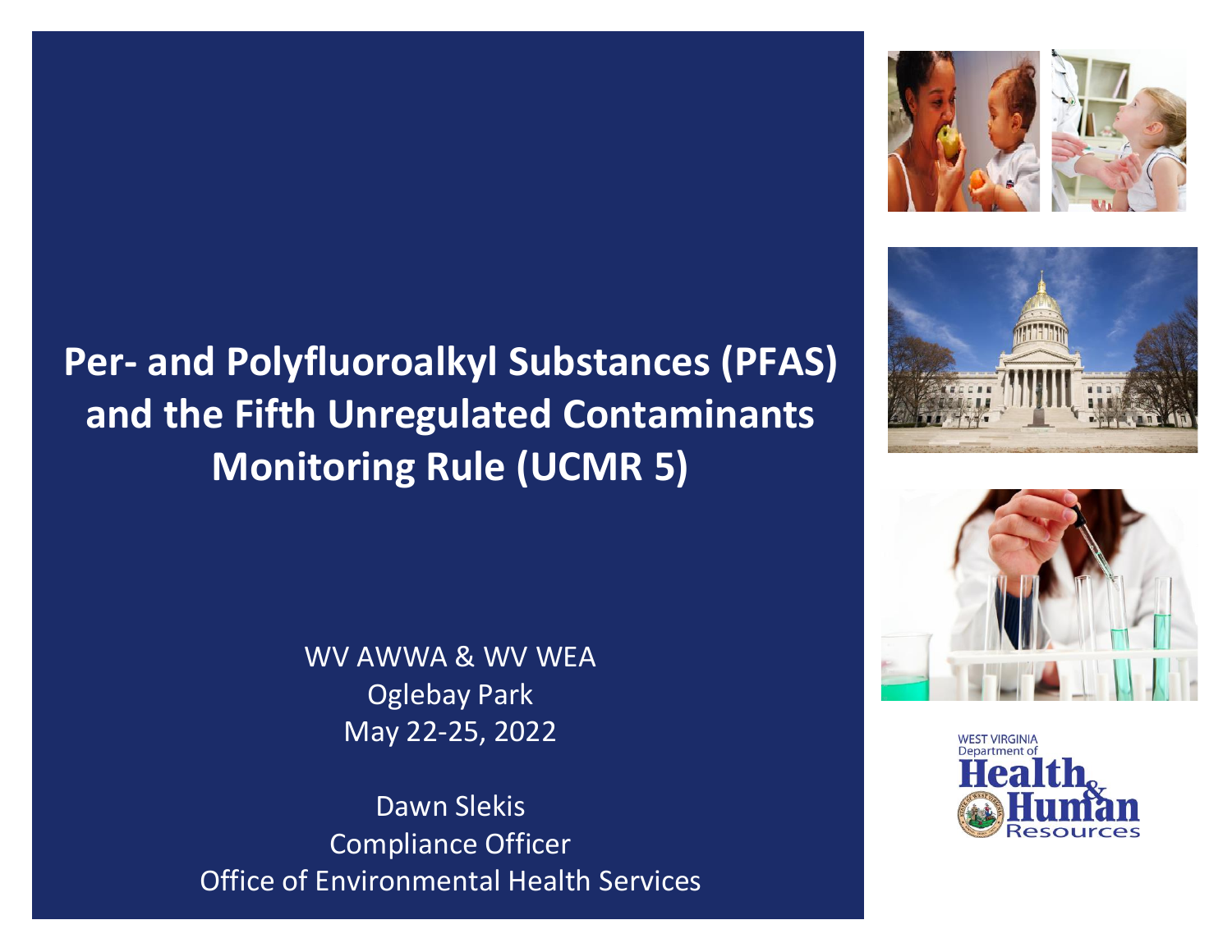# Per- and Polyfluoroalkyl Substances (PFAS) and the Fifth Unregulated Contaminants Monitoring Rule (UCMR 5)

WV AWWA & WV WEA
Oglebay Park
May 22-25, 2022

Dawn Slekis
Compliance Officer
Office of Environmental Health Services

WEST VIRGINIA Department of Health & Human Resources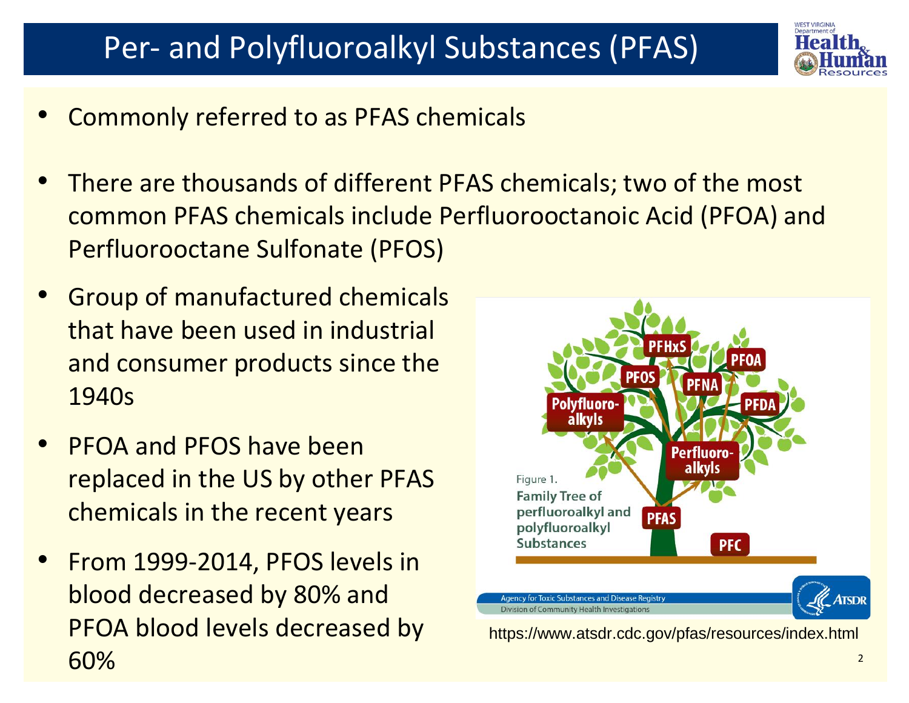# Per- and Polyfluoroalkyl Substances (PFAS)

- Commonly referred to as PFAS chemicals
- There are thousands of different PFAS chemicals; two of the most common PFAS chemicals include Perfluorooctanoic Acid (PFOA) and Perfluorooctane Sulfonate (PFOS)
- Group of manufactured chemicals that have been used in industrial and consumer products since the 1940s
- PFOA and PFOS have been replaced in the US by other PFAS chemicals in the recent years
- From 1999-2014, PFOS levels in blood decreased by 80% and PFOA blood levels decreased by 60%

Figure 1. Family Tree of perfluoroalkyl and polyfluoroalkyl Substances

https://www.atsdr.cdc.gov/pfas/resources/index.html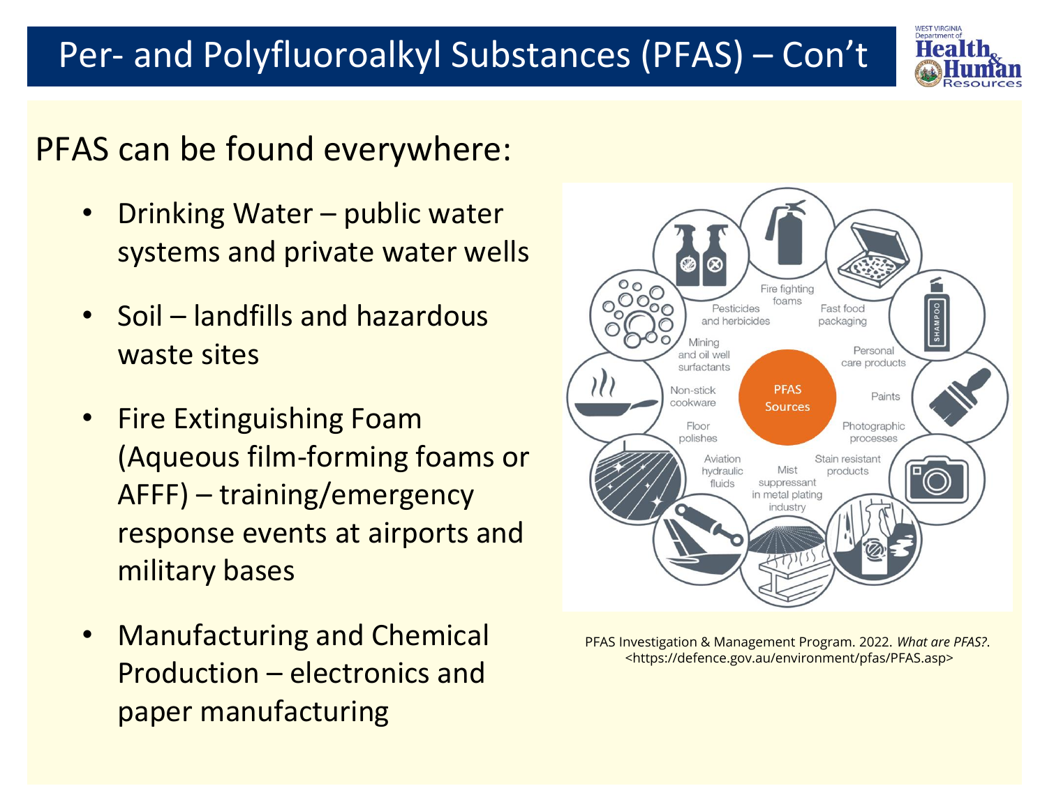# Per- and Polyfluoroalkyl Substances (PFAS) – Con't

PFAS can be found everywhere:

- Drinking Water – public water systems and private water wells
- Soil – landfills and hazardous waste sites
- Fire Extinguishing Foam (Aqueous film-forming foams or AFFF) – training/emergency response events at airports and military bases
- Manufacturing and Chemical Production – electronics and paper manufacturing

PFAS Sources: Fire fighting foams; Fast food packaging; Personal care products; Paints; Photographic processes; Stain resistant products; Mist suppressant in metal plating industry; Aviation hydraulic fluids; Floor polishes; Non-stick cookware; Mining and oil well surfactants; Pesticides and herbicides

PFAS Investigation & Management Program. 2022. *What are PFAS?*. <https://defence.gov.au/environment/pfas/PFAS.asp>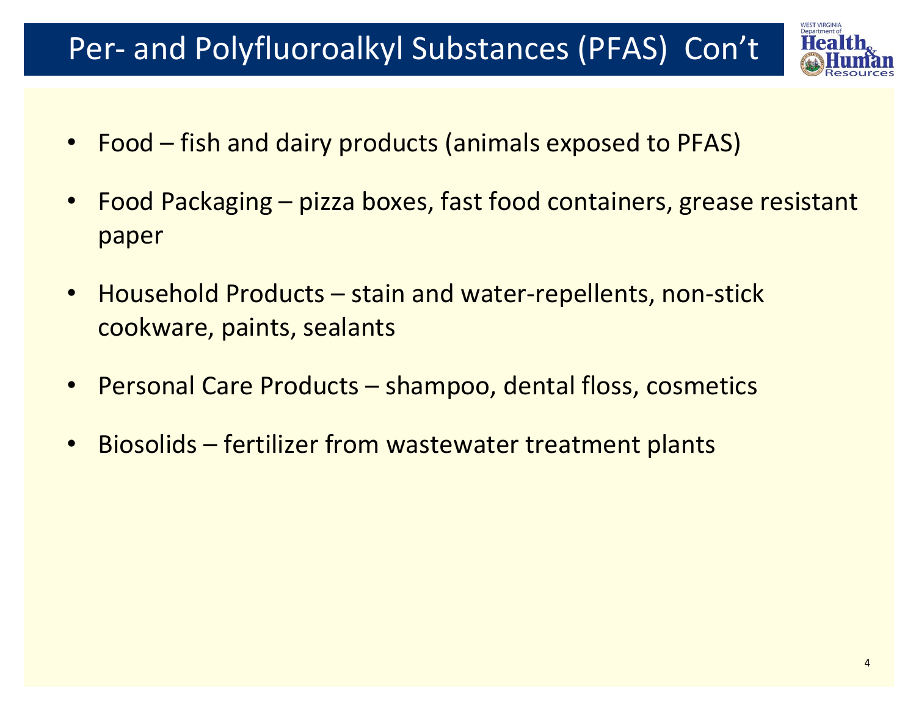# Per- and Polyfluoroalkyl Substances (PFAS) Con't

- Food – fish and dairy products (animals exposed to PFAS)
- Food Packaging – pizza boxes, fast food containers, grease resistant paper
- Household Products – stain and water-repellents, non-stick cookware, paints, sealants
- Personal Care Products – shampoo, dental floss, cosmetics
- Biosolids – fertilizer from wastewater treatment plants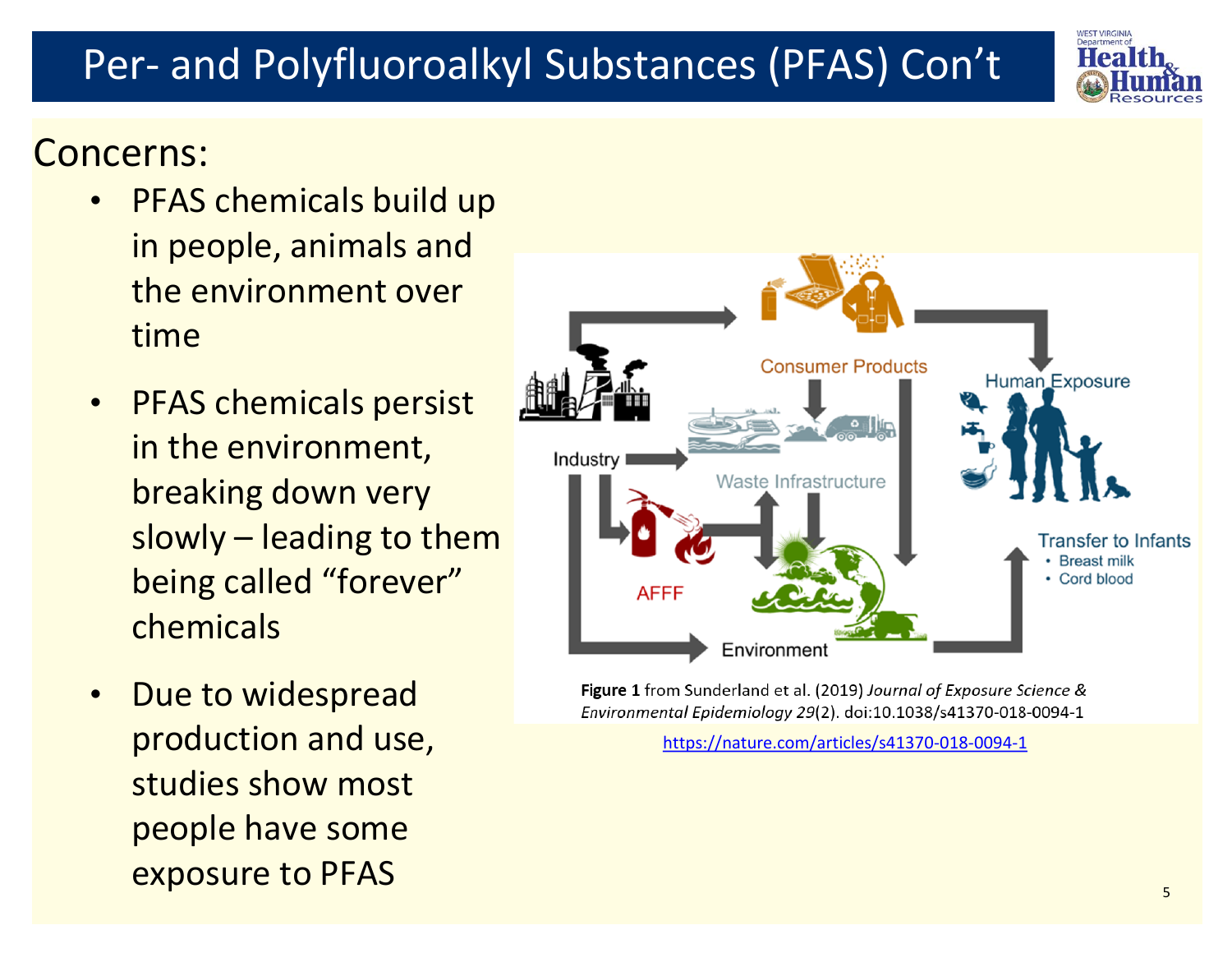# Per- and Polyfluoroalkyl Substances (PFAS) Con't

Concerns:

- PFAS chemicals build up in people, animals and the environment over time
- PFAS chemicals persist in the environment, breaking down very slowly – leading to them being called "forever" chemicals
- Due to widespread production and use, studies show most people have some exposure to PFAS

**Figure 1** from Sunderland et al. (2019) *Journal of Exposure Science & Environmental Epidemiology 29*(2). doi:10.1038/s41370-018-0094-1

https://nature.com/articles/s41370-018-0094-1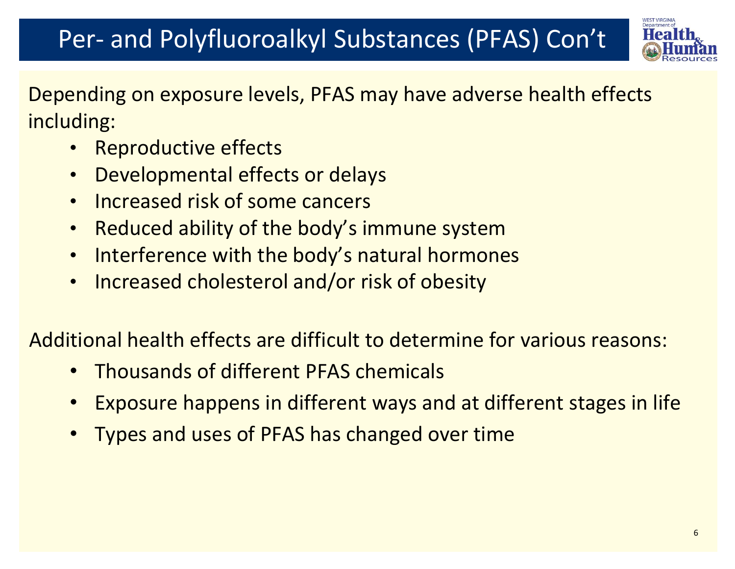# Per- and Polyfluoroalkyl Substances (PFAS) Con't

Depending on exposure levels, PFAS may have adverse health effects including:

- Reproductive effects
- Developmental effects or delays
- Increased risk of some cancers
- Reduced ability of the body's immune system
- Interference with the body's natural hormones
- Increased cholesterol and/or risk of obesity

Additional health effects are difficult to determine for various reasons:

- Thousands of different PFAS chemicals
- Exposure happens in different ways and at different stages in life
- Types and uses of PFAS has changed over time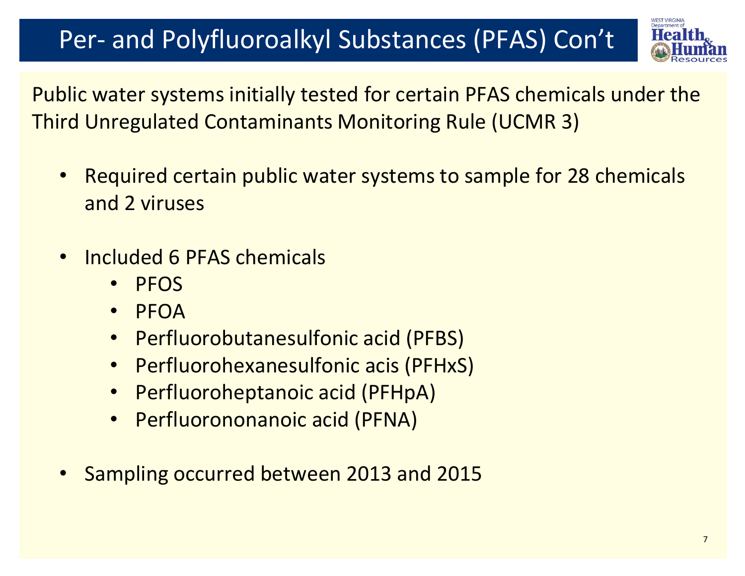# Per- and Polyfluoroalkyl Substances (PFAS) Con't

Public water systems initially tested for certain PFAS chemicals under the Third Unregulated Contaminants Monitoring Rule (UCMR 3)

- Required certain public water systems to sample for 28 chemicals and 2 viruses
- Included 6 PFAS chemicals
  - PFOS
  - PFOA
  - Perfluorobutanesulfonic acid (PFBS)
  - Perfluorohexanesulfonic acis (PFHxS)
  - Perfluoroheptanoic acid (PFHpA)
  - Perfluorononanoic acid (PFNA)
- Sampling occurred between 2013 and 2015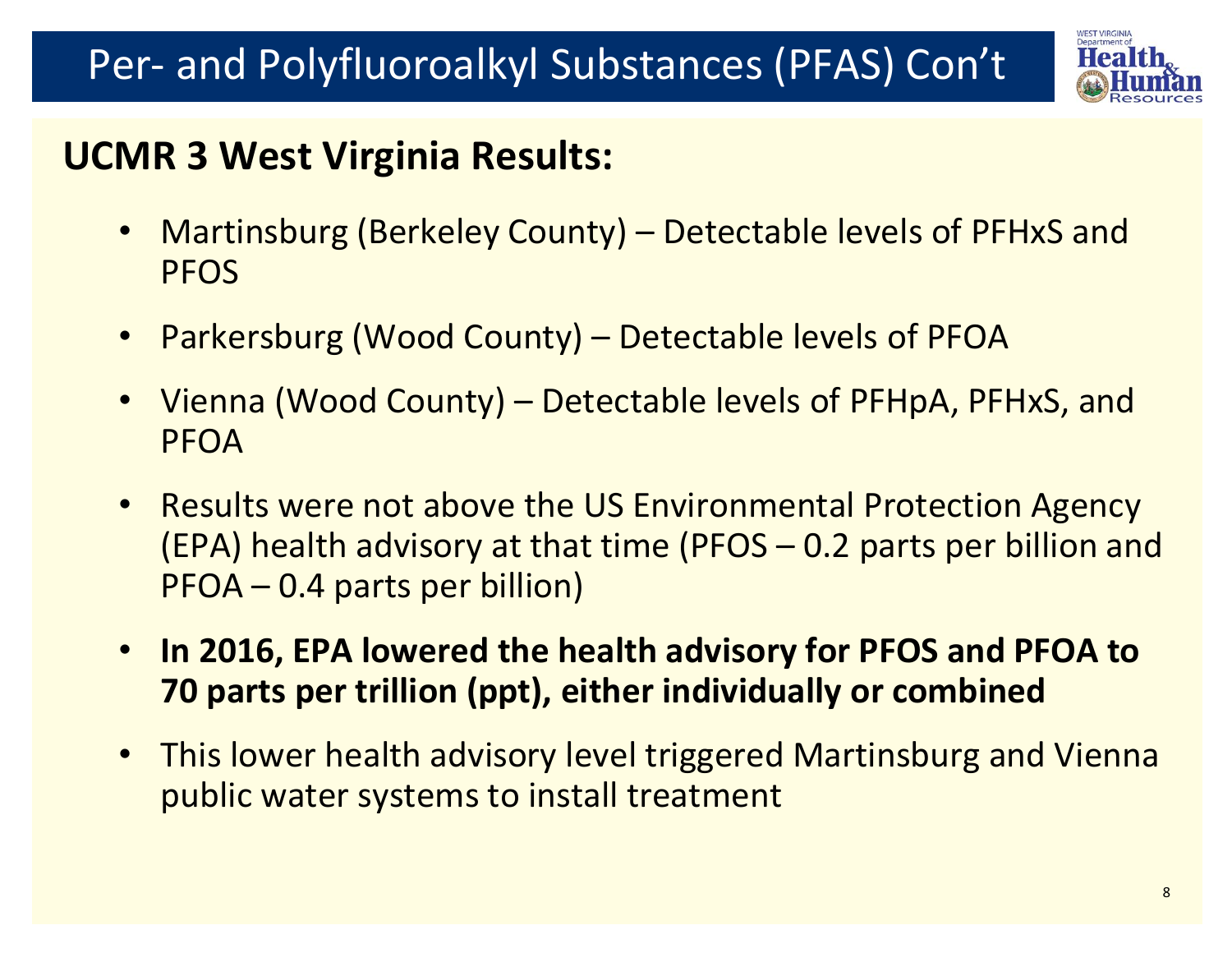# Per- and Polyfluoroalkyl Substances (PFAS) Con't

## UCMR 3 West Virginia Results:

- Martinsburg (Berkeley County) – Detectable levels of PFHxS and PFOS
- Parkersburg (Wood County) – Detectable levels of PFOA
- Vienna (Wood County) – Detectable levels of PFHpA, PFHxS, and PFOA
- Results were not above the US Environmental Protection Agency (EPA) health advisory at that time (PFOS – 0.2 parts per billion and PFOA – 0.4 parts per billion)
- **In 2016, EPA lowered the health advisory for PFOS and PFOA to 70 parts per trillion (ppt), either individually or combined**
- This lower health advisory level triggered Martinsburg and Vienna public water systems to install treatment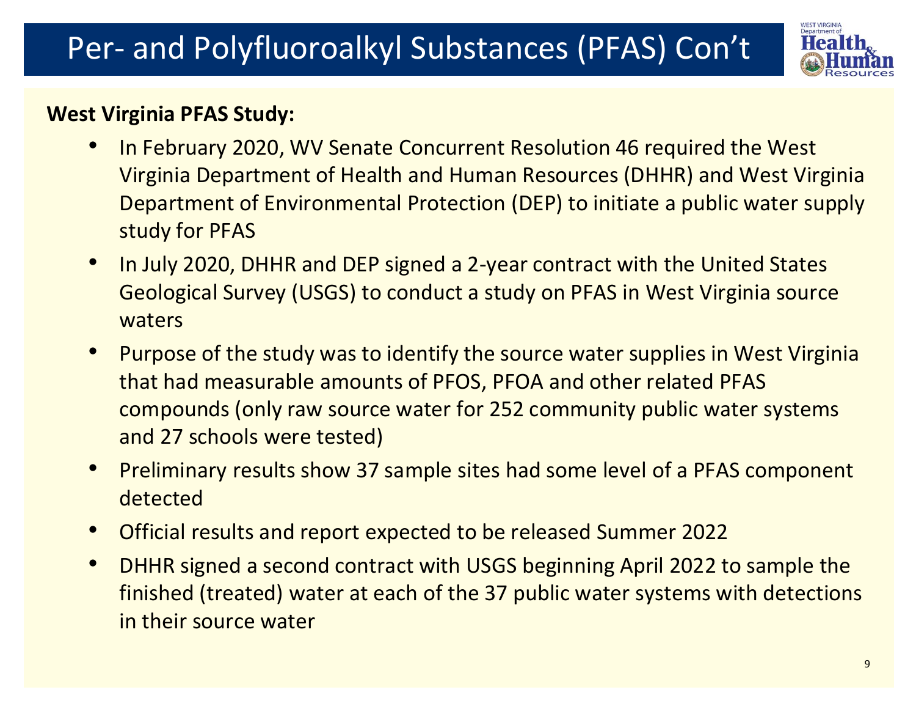# Per- and Polyfluoroalkyl Substances (PFAS) Con't

**West Virginia PFAS Study:**

- In February 2020, WV Senate Concurrent Resolution 46 required the West Virginia Department of Health and Human Resources (DHHR) and West Virginia Department of Environmental Protection (DEP) to initiate a public water supply study for PFAS
- In July 2020, DHHR and DEP signed a 2-year contract with the United States Geological Survey (USGS) to conduct a study on PFAS in West Virginia source waters
- Purpose of the study was to identify the source water supplies in West Virginia that had measurable amounts of PFOS, PFOA and other related PFAS compounds (only raw source water for 252 community public water systems and 27 schools were tested)
- Preliminary results show 37 sample sites had some level of a PFAS component detected
- Official results and report expected to be released Summer 2022
- DHHR signed a second contract with USGS beginning April 2022 to sample the finished (treated) water at each of the 37 public water systems with detections in their source water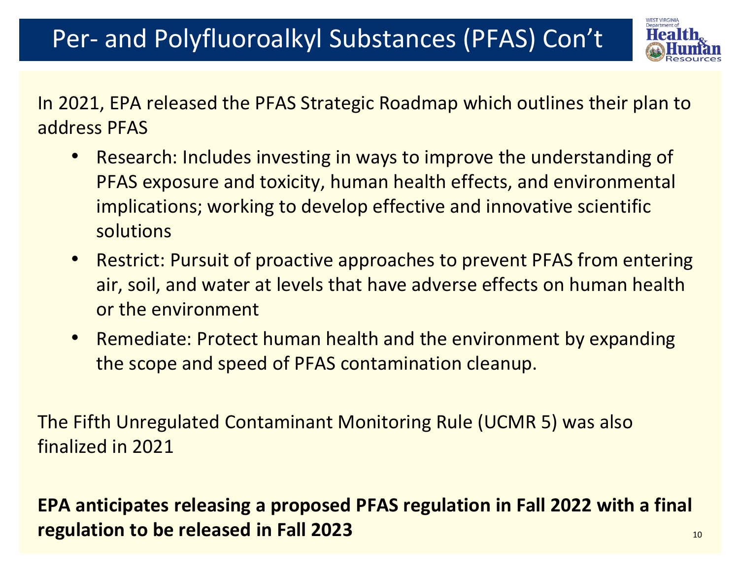# Per- and Polyfluoroalkyl Substances (PFAS) Con't

In 2021, EPA released the PFAS Strategic Roadmap which outlines their plan to address PFAS

- Research: Includes investing in ways to improve the understanding of PFAS exposure and toxicity, human health effects, and environmental implications; working to develop effective and innovative scientific solutions
- Restrict: Pursuit of proactive approaches to prevent PFAS from entering air, soil, and water at levels that have adverse effects on human health or the environment
- Remediate: Protect human health and the environment by expanding the scope and speed of PFAS contamination cleanup.

The Fifth Unregulated Contaminant Monitoring Rule (UCMR 5) was also finalized in 2021

**EPA anticipates releasing a proposed PFAS regulation in Fall 2022 with a final regulation to be released in Fall 2023**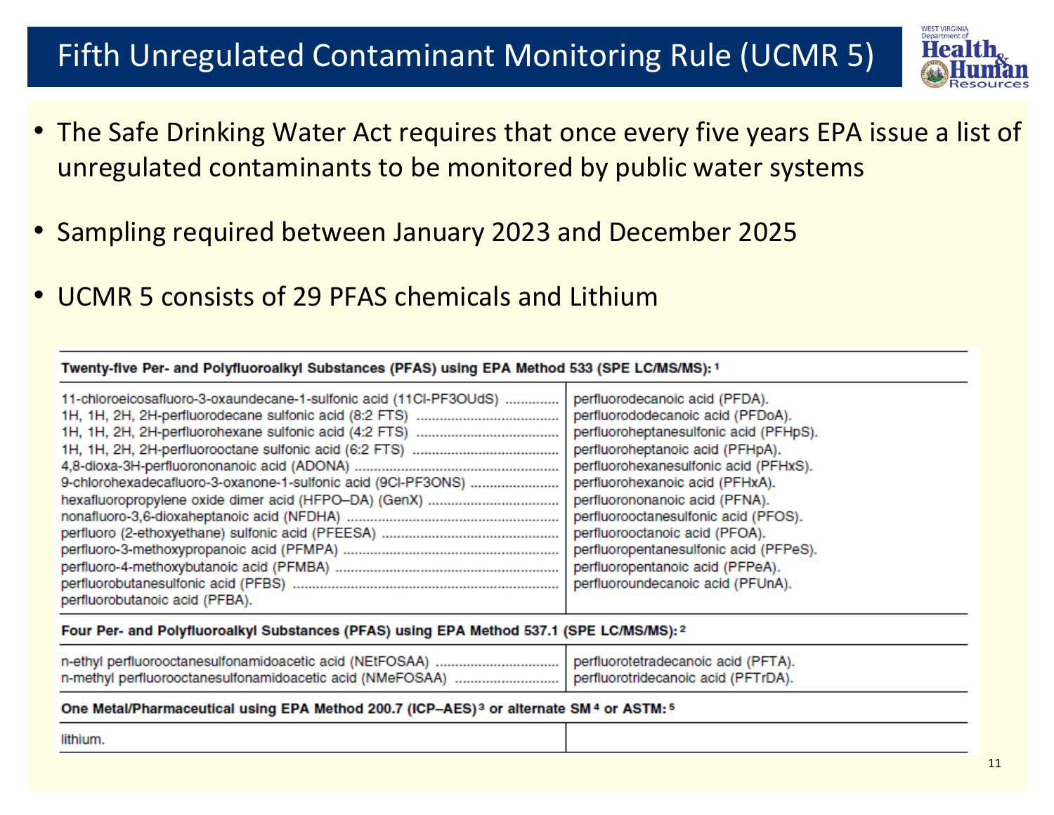# Fifth Unregulated Contaminant Monitoring Rule (UCMR 5)

- The Safe Drinking Water Act requires that once every five years EPA issue a list of unregulated contaminants to be monitored by public water systems
- Sampling required between January 2023 and December 2025
- UCMR 5 consists of 29 PFAS chemicals and Lithium

| **Twenty-five Per- and Polyfluoroalkyl Substances (PFAS) using EPA Method 533 (SPE LC/MS/MS):** [1] | |
|---|---|
| 11-chloroeicosafluoro-3-oxaundecane-1-sulfonic acid (11Cl-PF3OUdS) | perfluorodecanoic acid (PFDA). |
| 1H, 1H, 2H, 2H-perfluorodecane sulfonic acid (8:2 FTS) | perfluorododecanoic acid (PFDoA). |
| 1H, 1H, 2H, 2H-perfluorohexane sulfonic acid (4:2 FTS) | perfluoroheptanesulfonic acid (PFHpS). |
| 1H, 1H, 2H, 2H-perfluorooctane sulfonic acid (6:2 FTS) | perfluoroheptanoic acid (PFHpA). |
| 4,8-dioxa-3H-perfluorononanoic acid (ADONA) | perfluorohexanesulfonic acid (PFHxS). |
| 9-chlorohexadecafluoro-3-oxanone-1-sulfonic acid (9Cl-PF3ONS) | perfluorohexanoic acid (PFHxA). |
| hexafluoropropylene oxide dimer acid (HFPO–DA) (GenX) | perfluorononanoic acid (PFNA). |
| nonafluoro-3,6-dioxaheptanoic acid (NFDHA) | perfluorooctanesulfonic acid (PFOS). |
| perfluoro (2-ethoxyethane) sulfonic acid (PFEESA) | perfluorooctanoic acid (PFOA). |
| perfluoro-3-methoxypropanoic acid (PFMPA) | perfluoropentanesulfonic acid (PFPeS). |
| perfluoro-4-methoxybutanoic acid (PFMBA) | perfluoropentanoic acid (PFPeA). |
| perfluorobutanesulfonic acid (PFBS) | perfluoroundecanoic acid (PFUnA). |
| perfluorobutanoic acid (PFBA). | |
| **Four Per- and Polyfluoroalkyl Substances (PFAS) using EPA Method 537.1 (SPE LC/MS/MS):** [2] | |
| n-ethyl perfluorooctanesulfonamidoacetic acid (NEtFOSAA) | perfluorotetradecanoic acid (PFTA). |
| n-methyl perfluorooctanesulfonamidoacetic acid (NMeFOSAA) | perfluorotridecanoic acid (PFTrDA). |
| **One Metal/Pharmaceutical using EPA Method 200.7 (ICP–AES)** [3] **or alternate SM** [4] **or ASTM:** [5] | |
| lithium. | |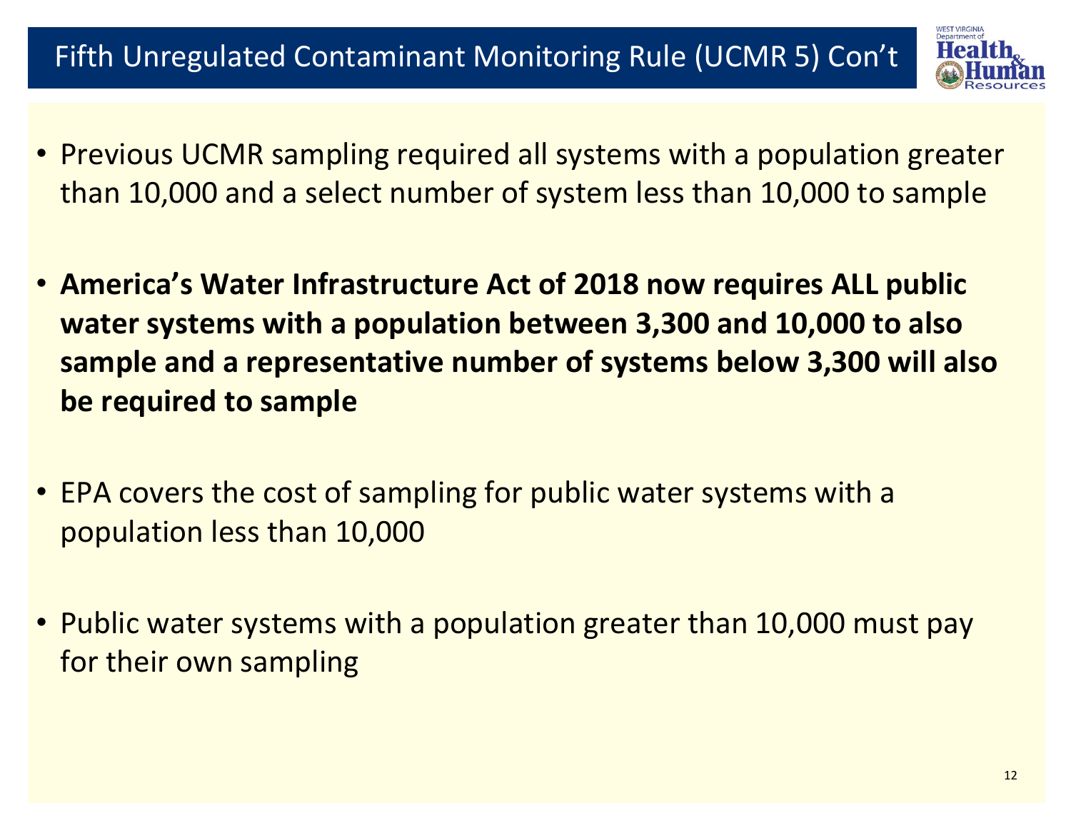# Fifth Unregulated Contaminant Monitoring Rule (UCMR 5) Con't

- Previous UCMR sampling required all systems with a population greater than 10,000 and a select number of system less than 10,000 to sample

- **America's Water Infrastructure Act of 2018 now requires ALL public water systems with a population between 3,300 and 10,000 to also sample and a representative number of systems below 3,300 will also be required to sample**

- EPA covers the cost of sampling for public water systems with a population less than 10,000

- Public water systems with a population greater than 10,000 must pay for their own sampling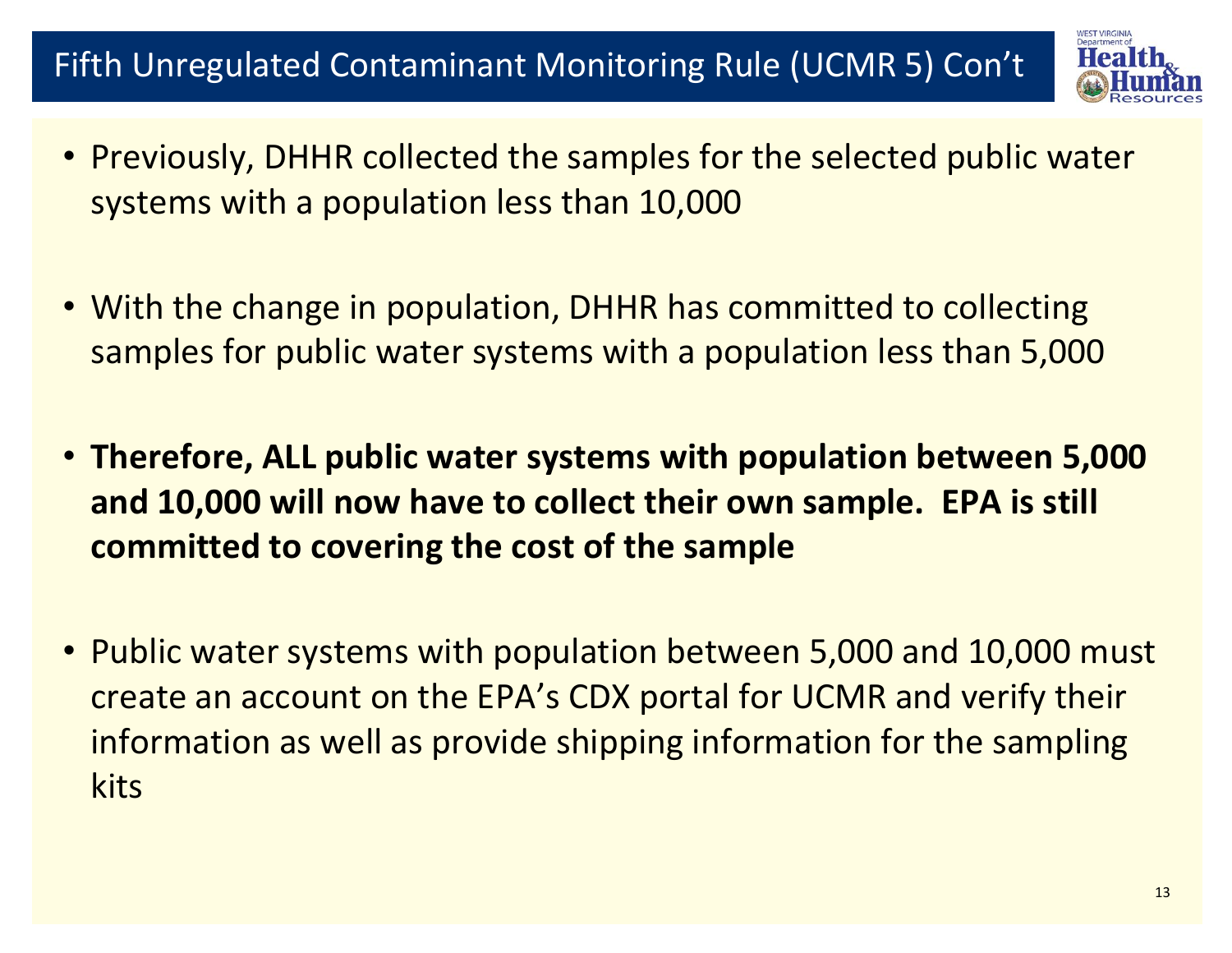# Fifth Unregulated Contaminant Monitoring Rule (UCMR 5) Con't

- Previously, DHHR collected the samples for the selected public water systems with a population less than 10,000
- With the change in population, DHHR has committed to collecting samples for public water systems with a population less than 5,000
- **Therefore, ALL public water systems with population between 5,000 and 10,000 will now have to collect their own sample. EPA is still committed to covering the cost of the sample**
- Public water systems with population between 5,000 and 10,000 must create an account on the EPA's CDX portal for UCMR and verify their information as well as provide shipping information for the sampling kits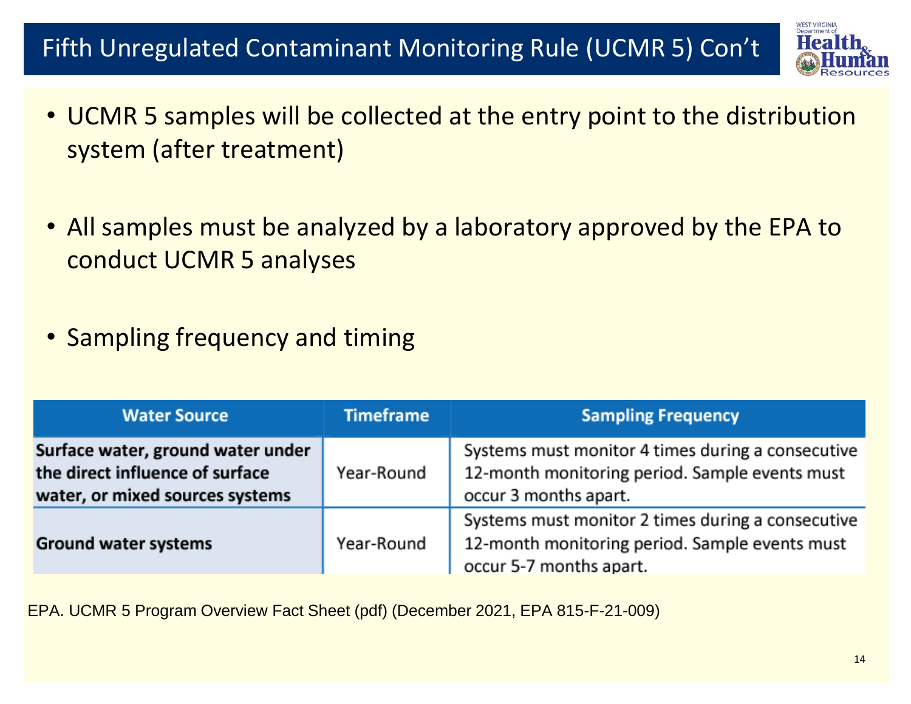# Fifth Unregulated Contaminant Monitoring Rule (UCMR 5) Con't

- UCMR 5 samples will be collected at the entry point to the distribution system (after treatment)
- All samples must be analyzed by a laboratory approved by the EPA to conduct UCMR 5 analyses
- Sampling frequency and timing

| Water Source | Timeframe | Sampling Frequency |
|---|---|---|
| **Surface water, ground water under the direct influence of surface water, or mixed sources systems** | Year-Round | Systems must monitor 4 times during a consecutive 12-month monitoring period. Sample events must occur 3 months apart. |
| **Ground water systems** | Year-Round | Systems must monitor 2 times during a consecutive 12-month monitoring period. Sample events must occur 5-7 months apart. |

EPA. UCMR 5 Program Overview Fact Sheet (pdf) (December 2021, EPA 815-F-21-009)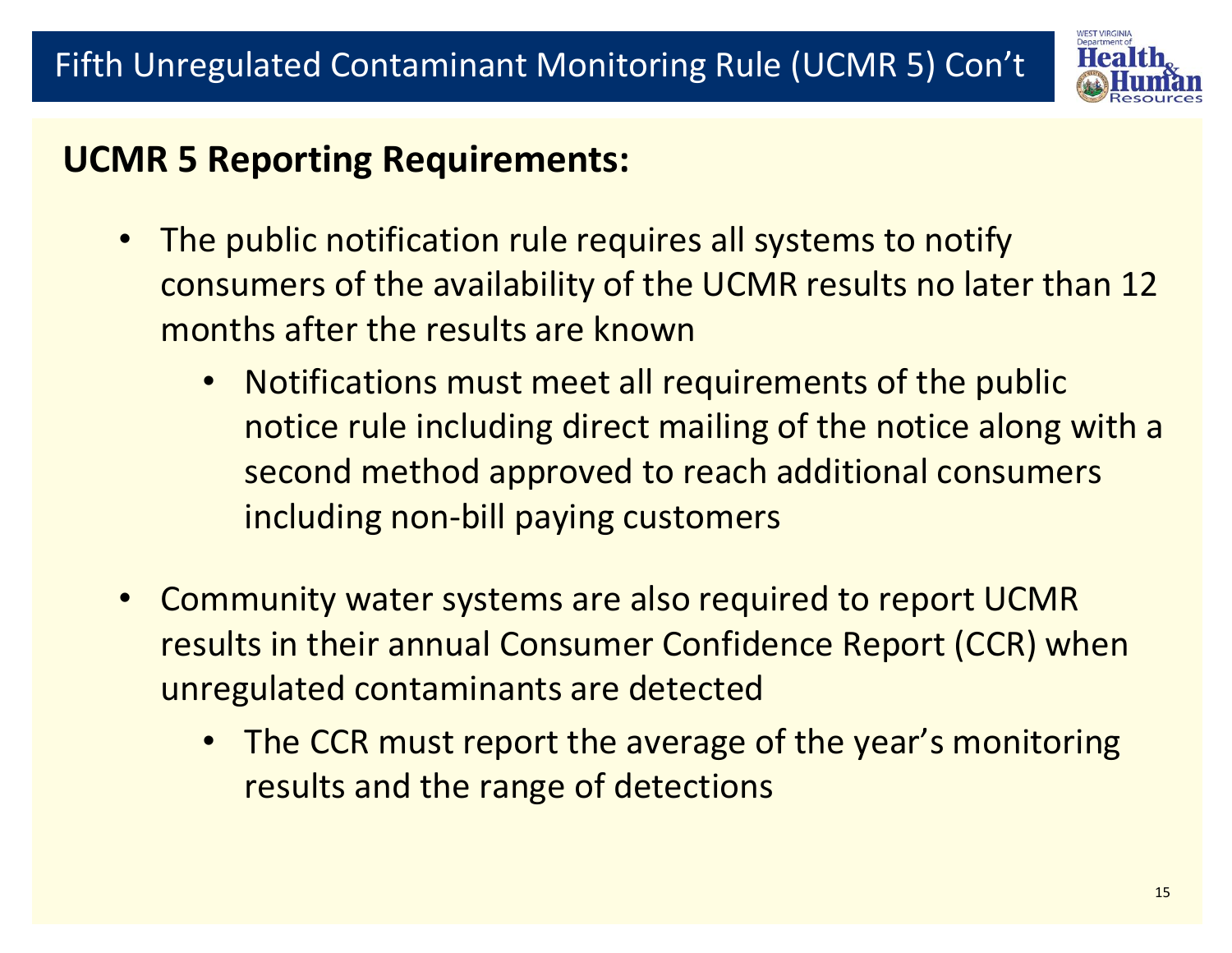# Fifth Unregulated Contaminant Monitoring Rule (UCMR 5) Con't

**UCMR 5 Reporting Requirements:**

- The public notification rule requires all systems to notify consumers of the availability of the UCMR results no later than 12 months after the results are known
  - Notifications must meet all requirements of the public notice rule including direct mailing of the notice along with a second method approved to reach additional consumers including non-bill paying customers
- Community water systems are also required to report UCMR results in their annual Consumer Confidence Report (CCR) when unregulated contaminants are detected
  - The CCR must report the average of the year's monitoring results and the range of detections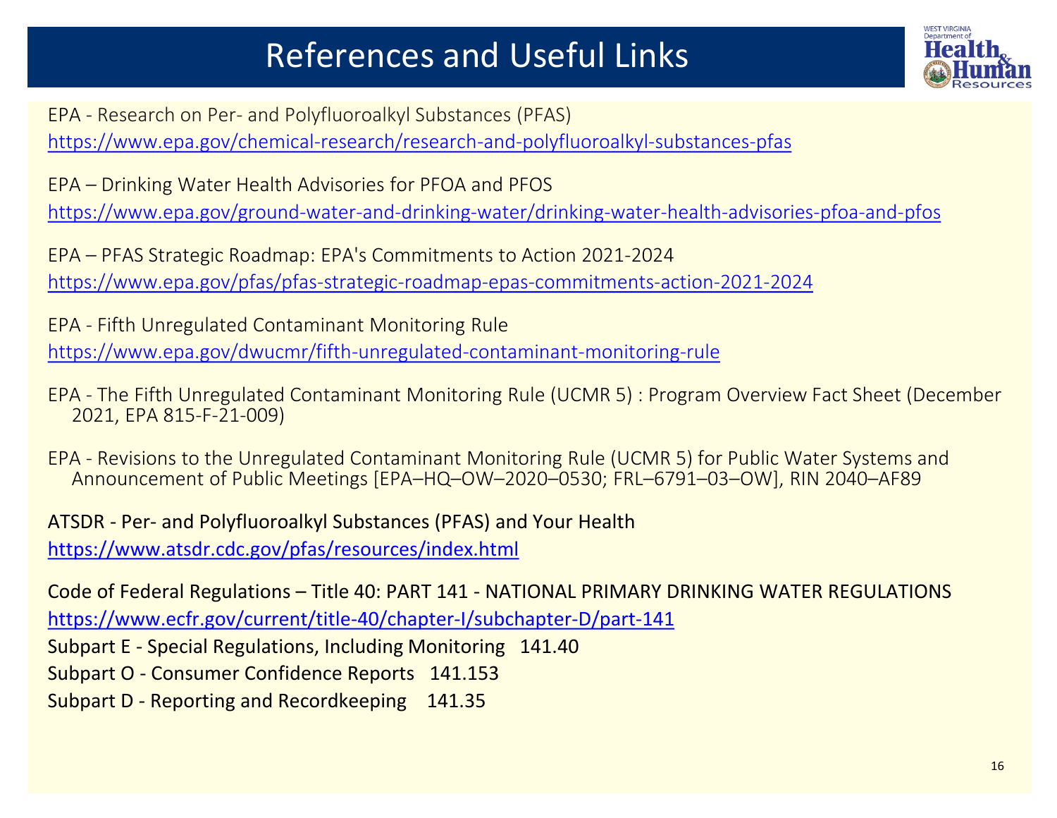# References and Useful Links

EPA - Research on Per- and Polyfluoroalkyl Substances (PFAS)
https://www.epa.gov/chemical-research/research-and-polyfluoroalkyl-substances-pfas

EPA – Drinking Water Health Advisories for PFOA and PFOS
https://www.epa.gov/ground-water-and-drinking-water/drinking-water-health-advisories-pfoa-and-pfos

EPA – PFAS Strategic Roadmap: EPA's Commitments to Action 2021-2024
https://www.epa.gov/pfas/pfas-strategic-roadmap-epas-commitments-action-2021-2024

EPA - Fifth Unregulated Contaminant Monitoring Rule
https://www.epa.gov/dwucmr/fifth-unregulated-contaminant-monitoring-rule

EPA - The Fifth Unregulated Contaminant Monitoring Rule (UCMR 5) : Program Overview Fact Sheet (December 2021, EPA 815-F-21-009)

EPA - Revisions to the Unregulated Contaminant Monitoring Rule (UCMR 5) for Public Water Systems and Announcement of Public Meetings [EPA–HQ–OW–2020–0530; FRL–6791–03–OW], RIN 2040–AF89

ATSDR - Per- and Polyfluoroalkyl Substances (PFAS) and Your Health
https://www.atsdr.cdc.gov/pfas/resources/index.html

Code of Federal Regulations – Title 40: PART 141 - NATIONAL PRIMARY DRINKING WATER REGULATIONS
https://www.ecfr.gov/current/title-40/chapter-I/subchapter-D/part-141

Subpart E - Special Regulations, Including Monitoring 141.40

Subpart O - Consumer Confidence Reports 141.153

Subpart D - Reporting and Recordkeeping 141.35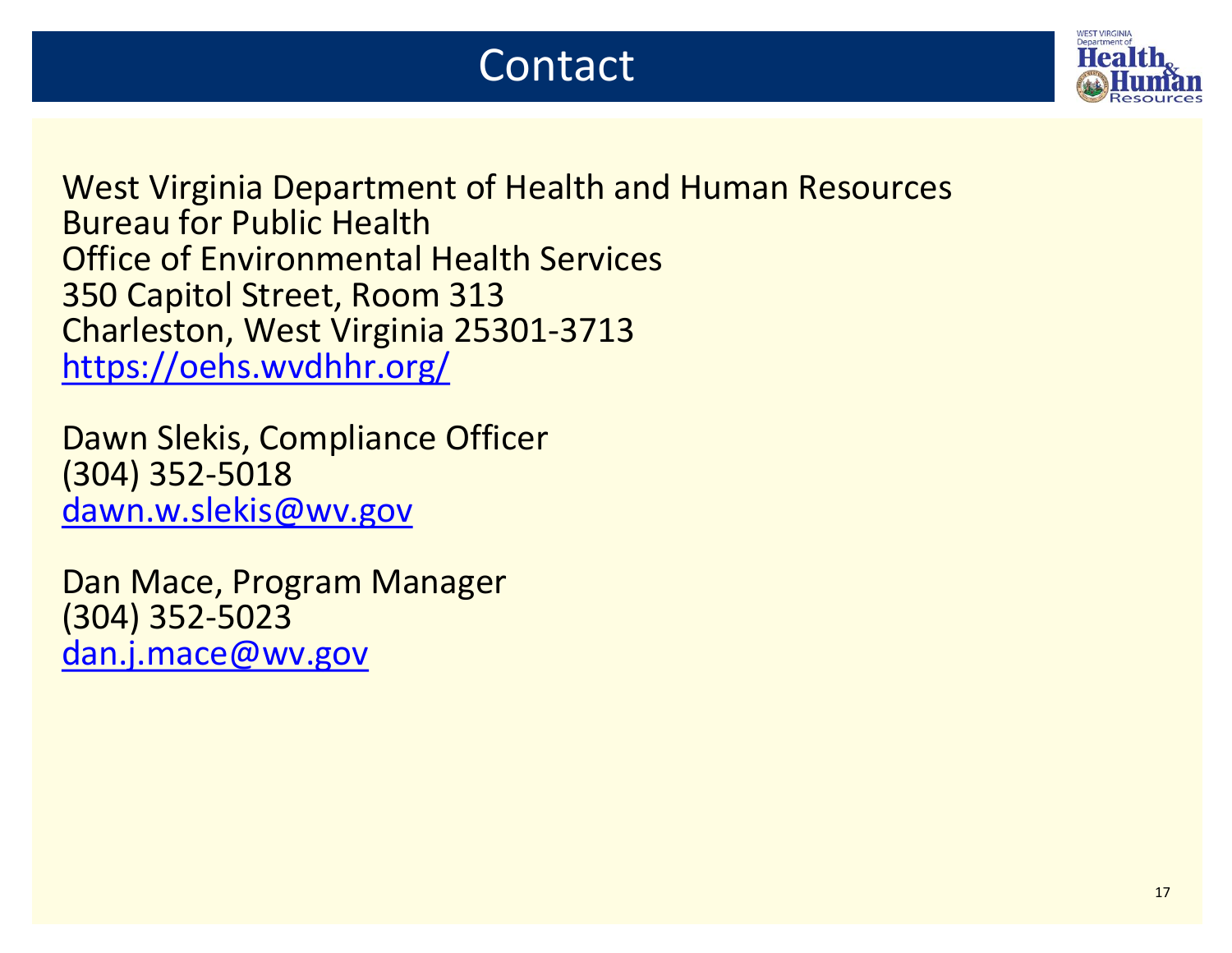# Contact

West Virginia Department of Health and Human Resources
Bureau for Public Health
Office of Environmental Health Services
350 Capitol Street, Room 313
Charleston, West Virginia 25301-3713
https://oehs.wvdhhr.org/

Dawn Slekis, Compliance Officer
(304) 352-5018
dawn.w.slekis@wv.gov

Dan Mace, Program Manager
(304) 352-5023
dan.j.mace@wv.gov